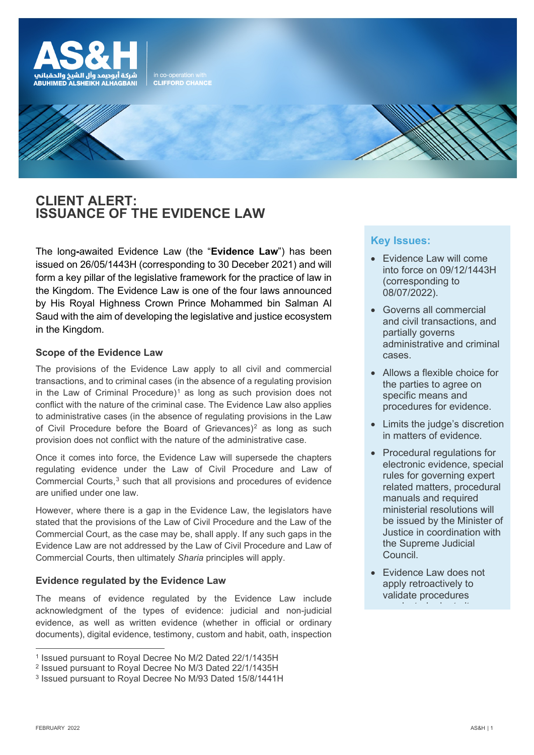# CLIENT ALERT: ISSUANCE OF THE EVIDENCE LAW

The long-awaited Evidence Law (the "**Evidence Law**") has been issued on 26/05/1443H (corresponding to 30 Deceber 2021) and will form a key pillar of the legislative framework for the practice of law in the Kingdom. The Evidence Law is one of the four laws announced by His Royal Highness Crown Prince Mohammed bin Salman Al Saud with the aim of developing the legislative and justice ecosystem in the Kingdom.

### Key Issues:

- Evidence Law will come into force on 09/12/1443H (corresponding to 08/07/2022).
- Governs all commercial and civil transactions, and partially governs administrative and criminal cases.
- Allows a flexible choice for the parties to agree on specific means and procedures for evidence.
- Limits the judge's discretion in matters of evidence.
- Procedural regulations for electronic evidence, special rules for governing expert related matters, procedural manuals and required ministerial resolutions will be issued by the Minister of Justice in coordination with the Supreme Judicial Council.
- Evidence Law does not apply retroactively to validate procedures

### Scope of the Evidence Law

The provisions of the Evidence Law apply to all civil and commercial transactions, and to criminal cases (in the absence of a regulating provision in the Law of Criminal Procedure)[1] as long as such provision does not conflict with the nature of the criminal case. The Evidence Law also applies to administrative cases (in the absence of regulating provisions in the Law of Civil Procedure before the Board of Grievances)[2] as long as such provision does not conflict with the nature of the administrative case.

Once it comes into force, the Evidence Law will supersede the chapters regulating evidence under the Law of Civil Procedure and Law of Commercial Courts,[3] such that all provisions and procedures of evidence are unified under one law.

However, where there is a gap in the Evidence Law, the legislators have stated that the provisions of the Law of Civil Procedure and the Law of the Commercial Court, as the case may be, shall apply. If any such gaps in the Evidence Law are not addressed by the Law of Civil Procedure and Law of Commercial Courts, then ultimately *Sharia* principles will apply.

### Evidence regulated by the Evidence Law

The means of evidence regulated by the Evidence Law include acknowledgment of the types of evidence: judicial and non-judicial evidence, as well as written evidence (whether in official or ordinary documents), digital evidence, testimony, custom and habit, oath, inspection

---

[1] Issued pursuant to Royal Decree No M/2 Dated 22/1/1435H

[2] Issued pursuant to Royal Decree No M/3 Dated 22/1/1435H

[3] Issued pursuant to Royal Decree No M/93 Dated 15/8/1441H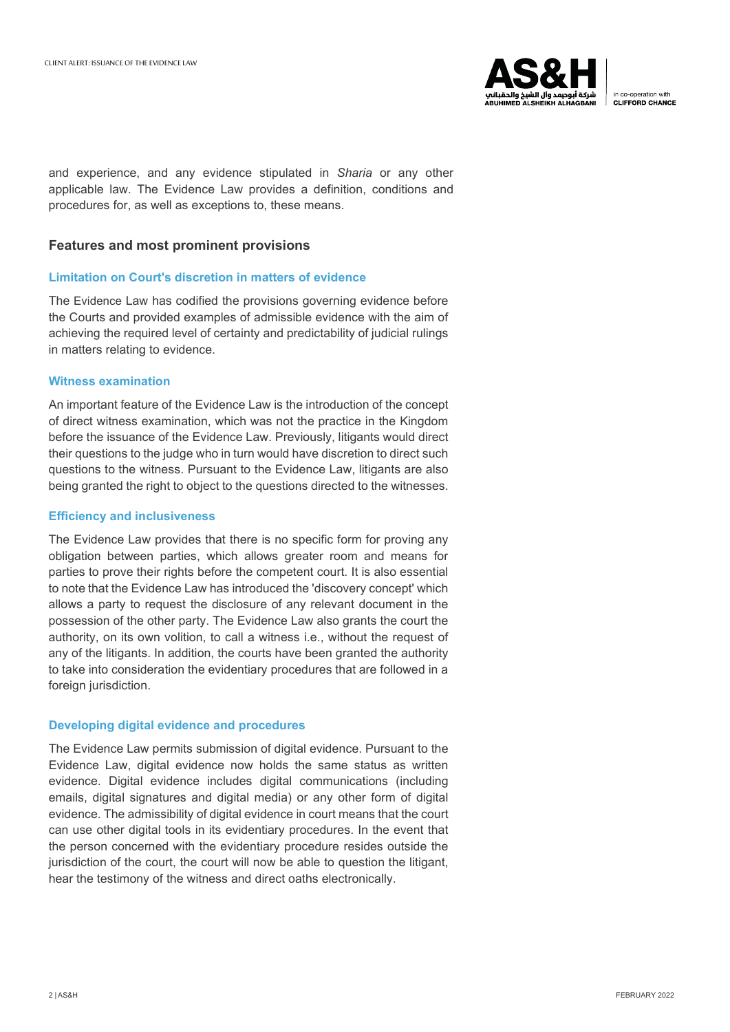and experience, and any evidence stipulated in *Sharia* or any other applicable law. The Evidence Law provides a definition, conditions and procedures for, as well as exceptions to, these means.

## Features and most prominent provisions

### Limitation on Court's discretion in matters of evidence

The Evidence Law has codified the provisions governing evidence before the Courts and provided examples of admissible evidence with the aim of achieving the required level of certainty and predictability of judicial rulings in matters relating to evidence.

### Witness examination

An important feature of the Evidence Law is the introduction of the concept of direct witness examination, which was not the practice in the Kingdom before the issuance of the Evidence Law. Previously, litigants would direct their questions to the judge who in turn would have discretion to direct such questions to the witness. Pursuant to the Evidence Law, litigants are also being granted the right to object to the questions directed to the witnesses.

### Efficiency and inclusiveness

The Evidence Law provides that there is no specific form for proving any obligation between parties, which allows greater room and means for parties to prove their rights before the competent court. It is also essential to note that the Evidence Law has introduced the 'discovery concept' which allows a party to request the disclosure of any relevant document in the possession of the other party. The Evidence Law also grants the court the authority, on its own volition, to call a witness i.e., without the request of any of the litigants. In addition, the courts have been granted the authority to take into consideration the evidentiary procedures that are followed in a foreign jurisdiction.

### Developing digital evidence and procedures

The Evidence Law permits submission of digital evidence. Pursuant to the Evidence Law, digital evidence now holds the same status as written evidence. Digital evidence includes digital communications (including emails, digital signatures and digital media) or any other form of digital evidence. The admissibility of digital evidence in court means that the court can use other digital tools in its evidentiary procedures. In the event that the person concerned with the evidentiary procedure resides outside the jurisdiction of the court, the court will now be able to question the litigant, hear the testimony of the witness and direct oaths electronically.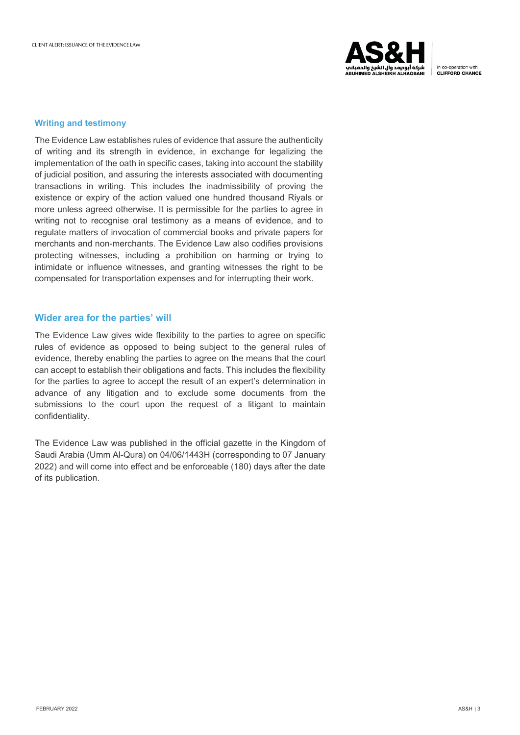## Writing and testimony

The Evidence Law establishes rules of evidence that assure the authenticity of writing and its strength in evidence, in exchange for legalizing the implementation of the oath in specific cases, taking into account the stability of judicial position, and assuring the interests associated with documenting transactions in writing. This includes the inadmissibility of proving the existence or expiry of the action valued one hundred thousand Riyals or more unless agreed otherwise. It is permissible for the parties to agree in writing not to recognise oral testimony as a means of evidence, and to regulate matters of invocation of commercial books and private papers for merchants and non-merchants. The Evidence Law also codifies provisions protecting witnesses, including a prohibition on harming or trying to intimidate or influence witnesses, and granting witnesses the right to be compensated for transportation expenses and for interrupting their work.

## Wider area for the parties' will

The Evidence Law gives wide flexibility to the parties to agree on specific rules of evidence as opposed to being subject to the general rules of evidence, thereby enabling the parties to agree on the means that the court can accept to establish their obligations and facts. This includes the flexibility for the parties to agree to accept the result of an expert's determination in advance of any litigation and to exclude some documents from the submissions to the court upon the request of a litigant to maintain confidentiality.

The Evidence Law was published in the official gazette in the Kingdom of Saudi Arabia (Umm Al-Qura) on 04/06/1443H (corresponding to 07 January 2022) and will come into effect and be enforceable (180) days after the date of its publication.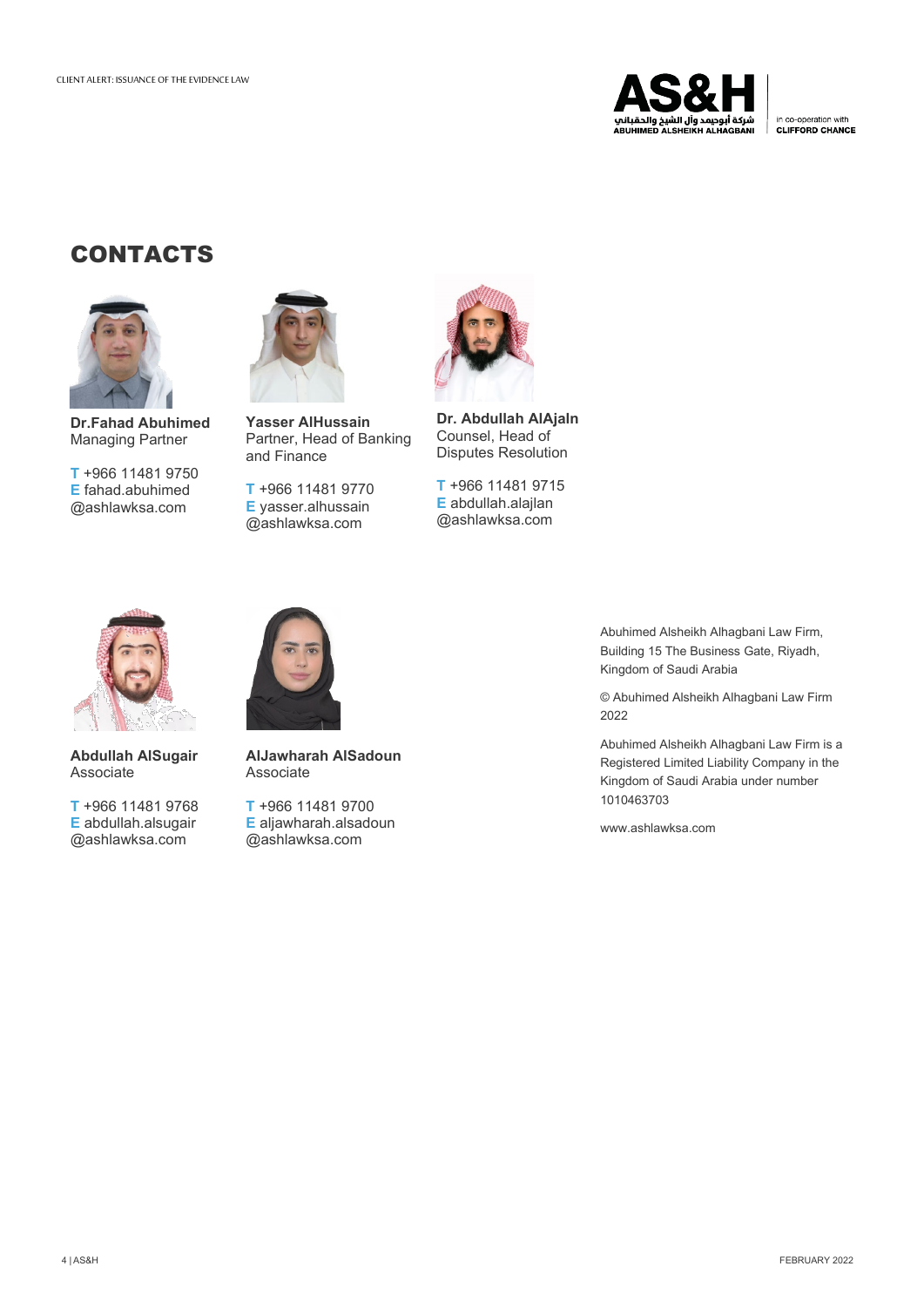## CONTACTS

**Dr.Fahad Abuhimed**
Managing Partner

**T** +966 11481 9750
**E** fahad.abuhimed@ashlawksa.com

**Yasser AlHussain**
Partner, Head of Banking and Finance

**T** +966 11481 9770
**E** yasser.alhussain@ashlawksa.com

**Dr. Abdullah AlAjaln**
Counsel, Head of Disputes Resolution

**T** +966 11481 9715
**E** abdullah.alajlan@ashlawksa.com

**Abdullah AlSugair**
Associate

**T** +966 11481 9768
**E** abdullah.alsugair@ashlawksa.com

**AlJawharah AlSadoun**
Associate

**T** +966 11481 9700
**E** aljawharah.alsadoun@ashlawksa.com

Abuhimed Alsheikh Alhagbani Law Firm, Building 15 The Business Gate, Riyadh, Kingdom of Saudi Arabia

© Abuhimed Alsheikh Alhagbani Law Firm 2022

Abuhimed Alsheikh Alhagbani Law Firm is a Registered Limited Liability Company in the Kingdom of Saudi Arabia under number 1010463703

www.ashlawksa.com